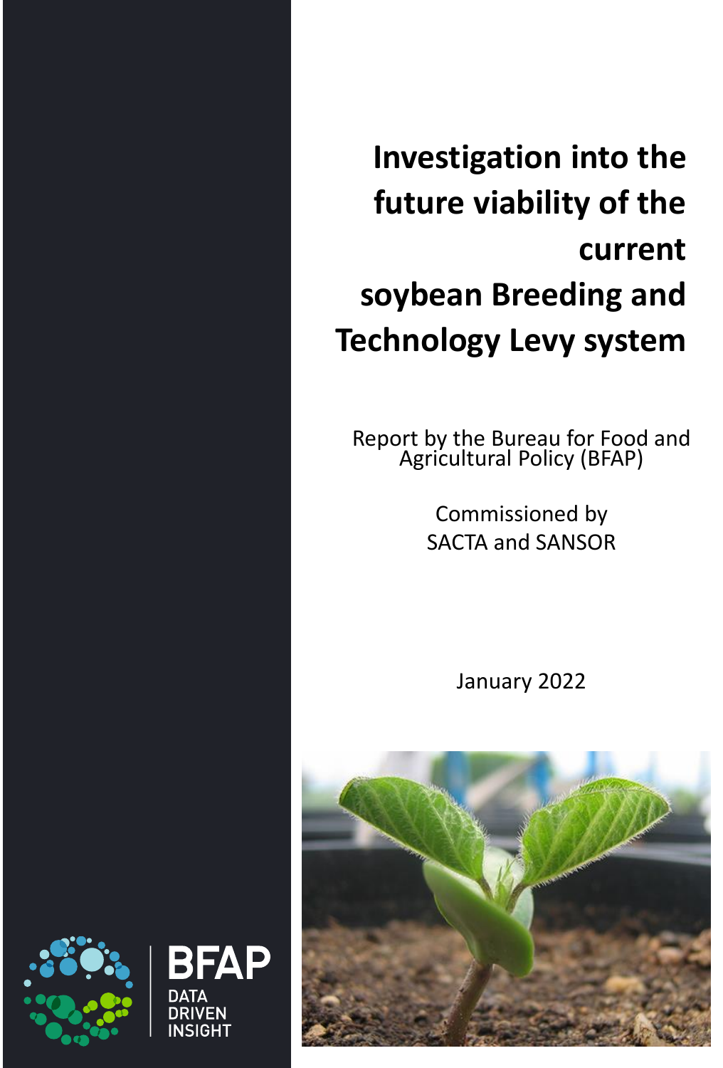# Investigation into the future viability of the current soybean Breeding and Technology Levy system

Report by the Bureau for Food and Agricultural Policy (BFAP)

Commissioned by
SACTA and SANSOR

January 2022

BFAP
DATA
DRIVEN
INSIGHT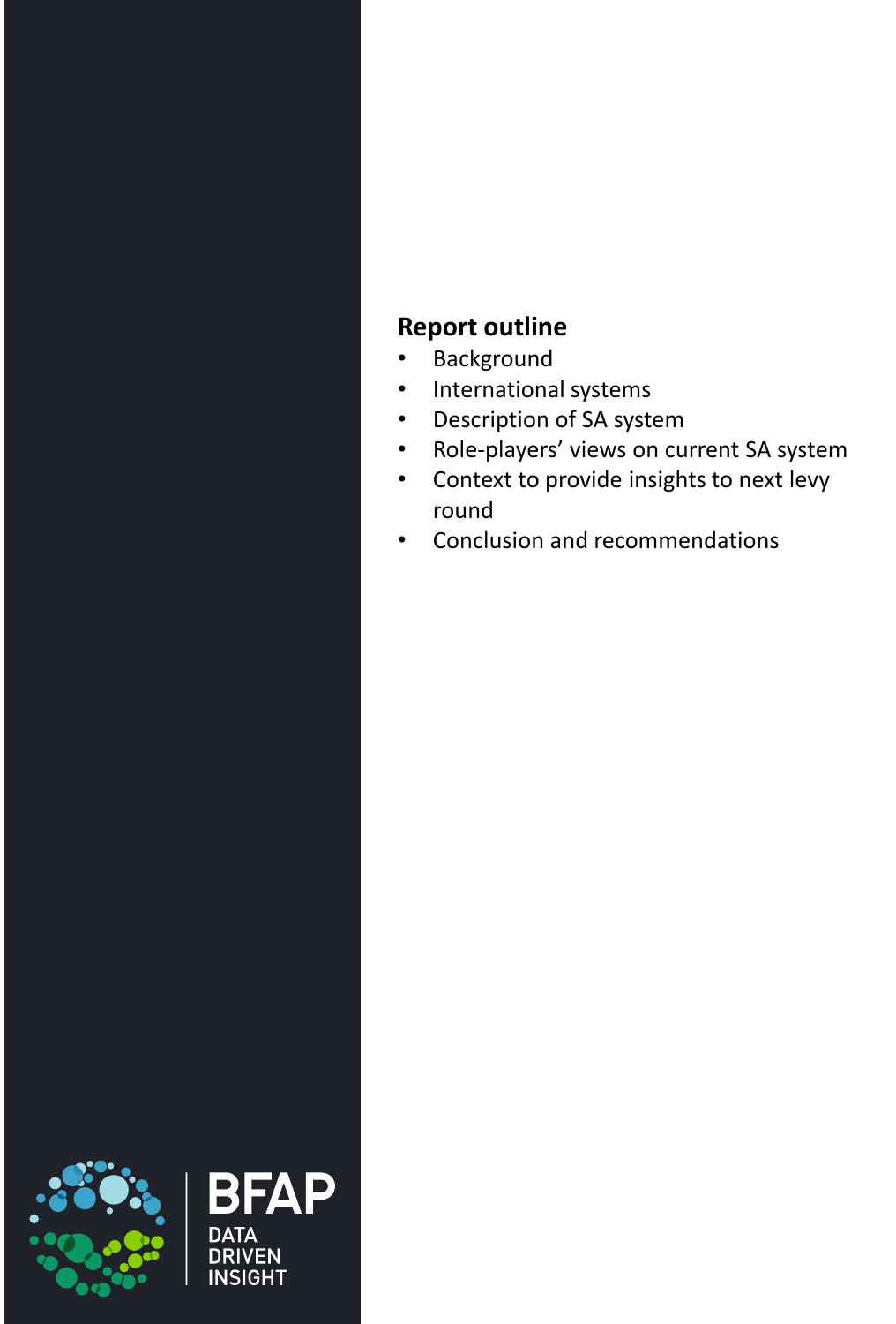## Report outline

- Background
- International systems
- Description of SA system
- Role-players' views on current SA system
- Context to provide insights to next levy round
- Conclusion and recommendations

BFAP
DATA
DRIVEN
INSIGHT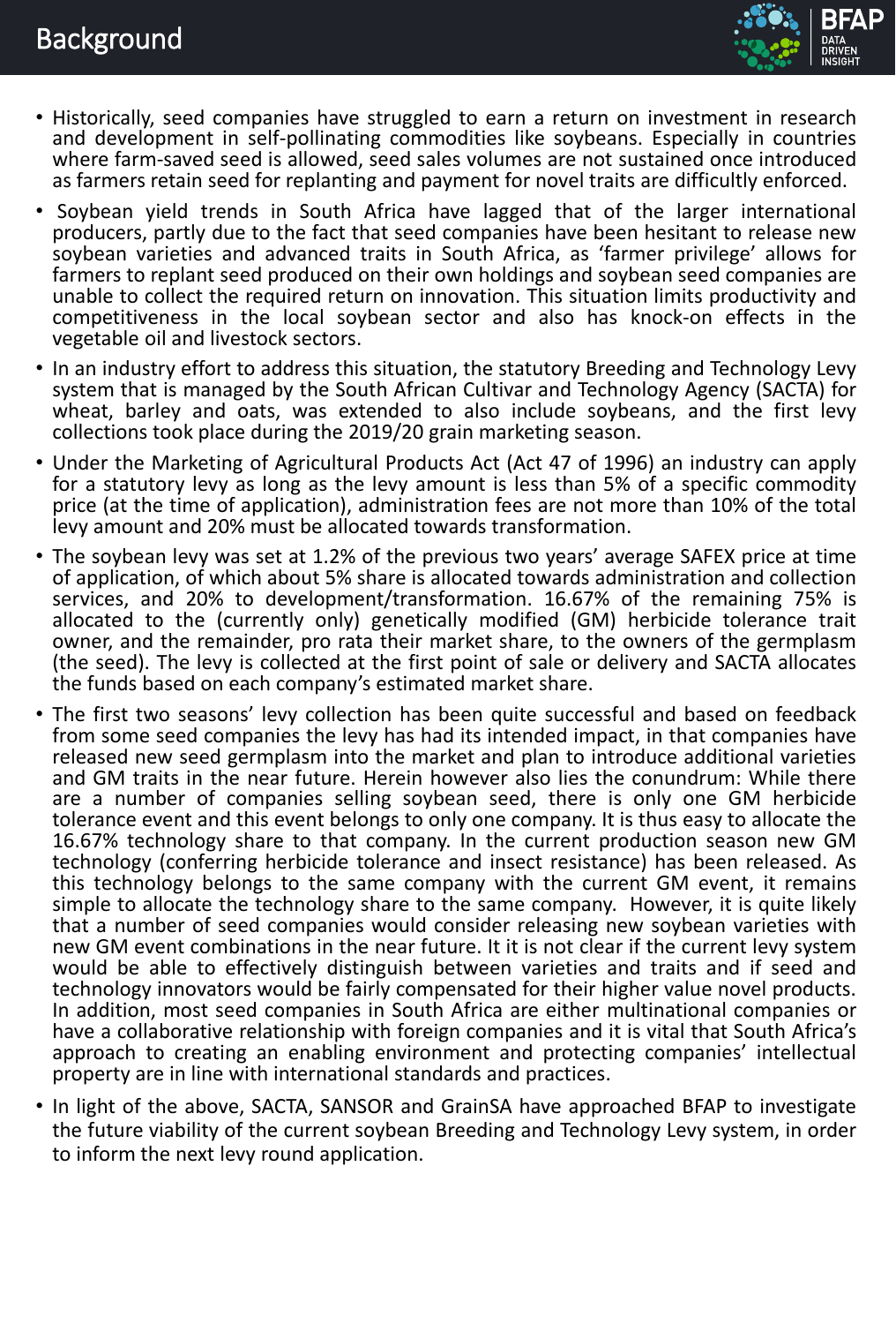# Background

- Historically, seed companies have struggled to earn a return on investment in research and development in self-pollinating commodities like soybeans. Especially in countries where farm-saved seed is allowed, seed sales volumes are not sustained once introduced as farmers retain seed for replanting and payment for novel traits are difficultly enforced.
- Soybean yield trends in South Africa have lagged that of the larger international producers, partly due to the fact that seed companies have been hesitant to release new soybean varieties and advanced traits in South Africa, as 'farmer privilege' allows for farmers to replant seed produced on their own holdings and soybean seed companies are unable to collect the required return on innovation. This situation limits productivity and competitiveness in the local soybean sector and also has knock-on effects in the vegetable oil and livestock sectors.
- In an industry effort to address this situation, the statutory Breeding and Technology Levy system that is managed by the South African Cultivar and Technology Agency (SACTA) for wheat, barley and oats, was extended to also include soybeans, and the first levy collections took place during the 2019/20 grain marketing season.
- Under the Marketing of Agricultural Products Act (Act 47 of 1996) an industry can apply for a statutory levy as long as the levy amount is less than 5% of a specific commodity price (at the time of application), administration fees are not more than 10% of the total levy amount and 20% must be allocated towards transformation.
- The soybean levy was set at 1.2% of the previous two years' average SAFEX price at time of application, of which about 5% share is allocated towards administration and collection services, and 20% to development/transformation. 16.67% of the remaining 75% is allocated to the (currently only) genetically modified (GM) herbicide tolerance trait owner, and the remainder, pro rata their market share, to the owners of the germplasm (the seed). The levy is collected at the first point of sale or delivery and SACTA allocates the funds based on each company's estimated market share.
- The first two seasons' levy collection has been quite successful and based on feedback from some seed companies the levy has had its intended impact, in that companies have released new seed germplasm into the market and plan to introduce additional varieties and GM traits in the near future. Herein however also lies the conundrum: While there are a number of companies selling soybean seed, there is only one GM herbicide tolerance event and this event belongs to only one company. It is thus easy to allocate the 16.67% technology share to that company. In the current production season new GM technology (conferring herbicide tolerance and insect resistance) has been released. As this technology belongs to the same company with the current GM event, it remains simple to allocate the technology share to the same company. However, it is quite likely that a number of seed companies would consider releasing new soybean varieties with new GM event combinations in the near future. It it is not clear if the current levy system would be able to effectively distinguish between varieties and traits and if seed and technology innovators would be fairly compensated for their higher value novel products. In addition, most seed companies in South Africa are either multinational companies or have a collaborative relationship with foreign companies and it is vital that South Africa's approach to creating an enabling environment and protecting companies' intellectual property are in line with international standards and practices.
- In light of the above, SACTA, SANSOR and GrainSA have approached BFAP to investigate the future viability of the current soybean Breeding and Technology Levy system, in order to inform the next levy round application.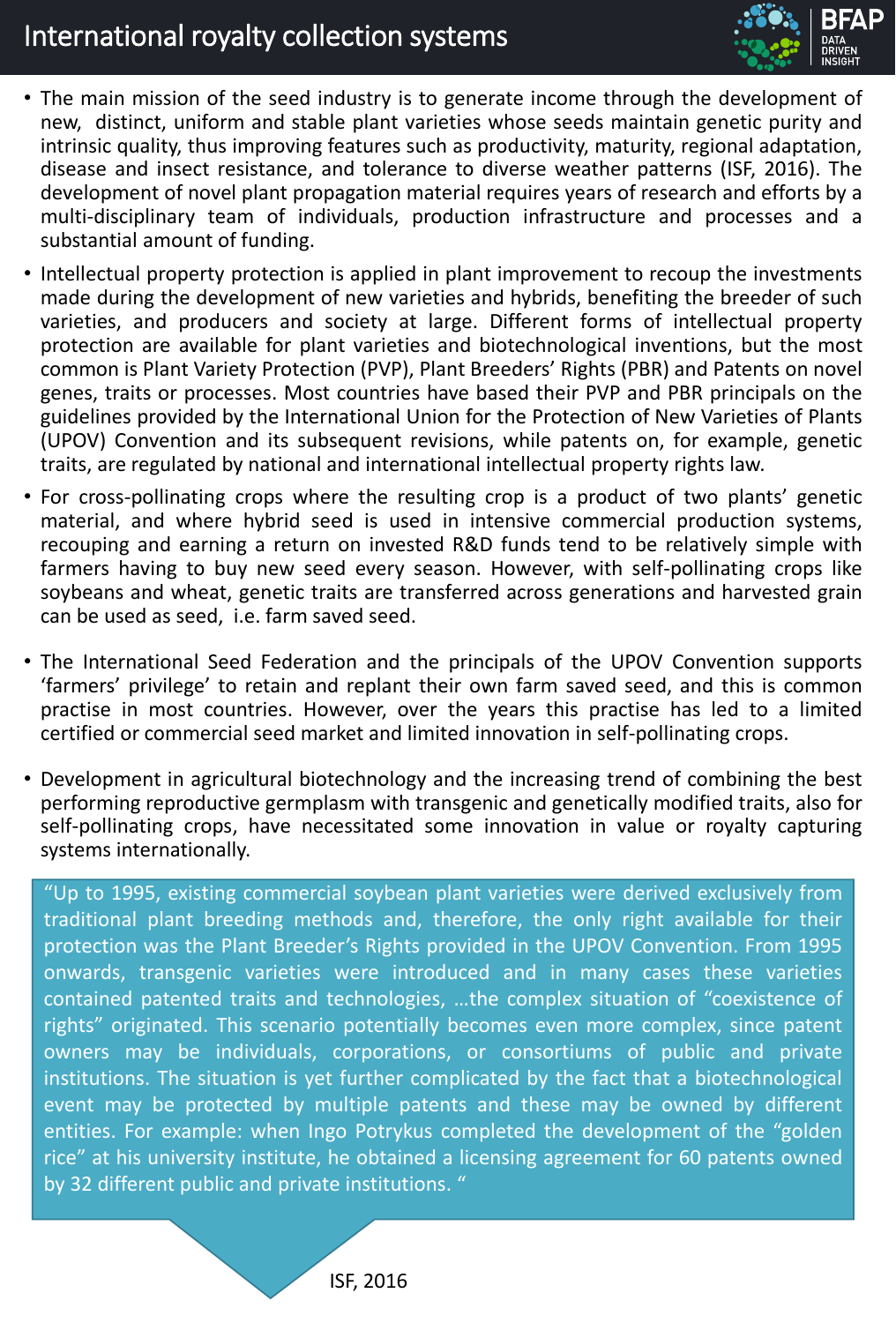# International royalty collection systems

- The main mission of the seed industry is to generate income through the development of new, distinct, uniform and stable plant varieties whose seeds maintain genetic purity and intrinsic quality, thus improving features such as productivity, maturity, regional adaptation, disease and insect resistance, and tolerance to diverse weather patterns (ISF, 2016). The development of novel plant propagation material requires years of research and efforts by a multi-disciplinary team of individuals, production infrastructure and processes and a substantial amount of funding.
- Intellectual property protection is applied in plant improvement to recoup the investments made during the development of new varieties and hybrids, benefiting the breeder of such varieties, and producers and society at large. Different forms of intellectual property protection are available for plant varieties and biotechnological inventions, but the most common is Plant Variety Protection (PVP), Plant Breeders' Rights (PBR) and Patents on novel genes, traits or processes. Most countries have based their PVP and PBR principals on the guidelines provided by the International Union for the Protection of New Varieties of Plants (UPOV) Convention and its subsequent revisions, while patents on, for example, genetic traits, are regulated by national and international intellectual property rights law.
- For cross-pollinating crops where the resulting crop is a product of two plants' genetic material, and where hybrid seed is used in intensive commercial production systems, recouping and earning a return on invested R&D funds tend to be relatively simple with farmers having to buy new seed every season. However, with self-pollinating crops like soybeans and wheat, genetic traits are transferred across generations and harvested grain can be used as seed, i.e. farm saved seed.
- The International Seed Federation and the principals of the UPOV Convention supports 'farmers' privilege' to retain and replant their own farm saved seed, and this is common practise in most countries. However, over the years this practise has led to a limited certified or commercial seed market and limited innovation in self-pollinating crops.
- Development in agricultural biotechnology and the increasing trend of combining the best performing reproductive germplasm with transgenic and genetically modified traits, also for self-pollinating crops, have necessitated some innovation in value or royalty capturing systems internationally.

> "Up to 1995, existing commercial soybean plant varieties were derived exclusively from traditional plant breeding methods and, therefore, the only right available for their protection was the Plant Breeder's Rights provided in the UPOV Convention. From 1995 onwards, transgenic varieties were introduced and in many cases these varieties contained patented traits and technologies, …the complex situation of "coexistence of rights" originated. This scenario potentially becomes even more complex, since patent owners may be individuals, corporations, or consortiums of public and private institutions. The situation is yet further complicated by the fact that a biotechnological event may be protected by multiple patents and these may be owned by different entities. For example: when Ingo Potrykus completed the development of the "golden rice" at his university institute, he obtained a licensing agreement for 60 patents owned by 32 different public and private institutions. "
>
> ISF, 2016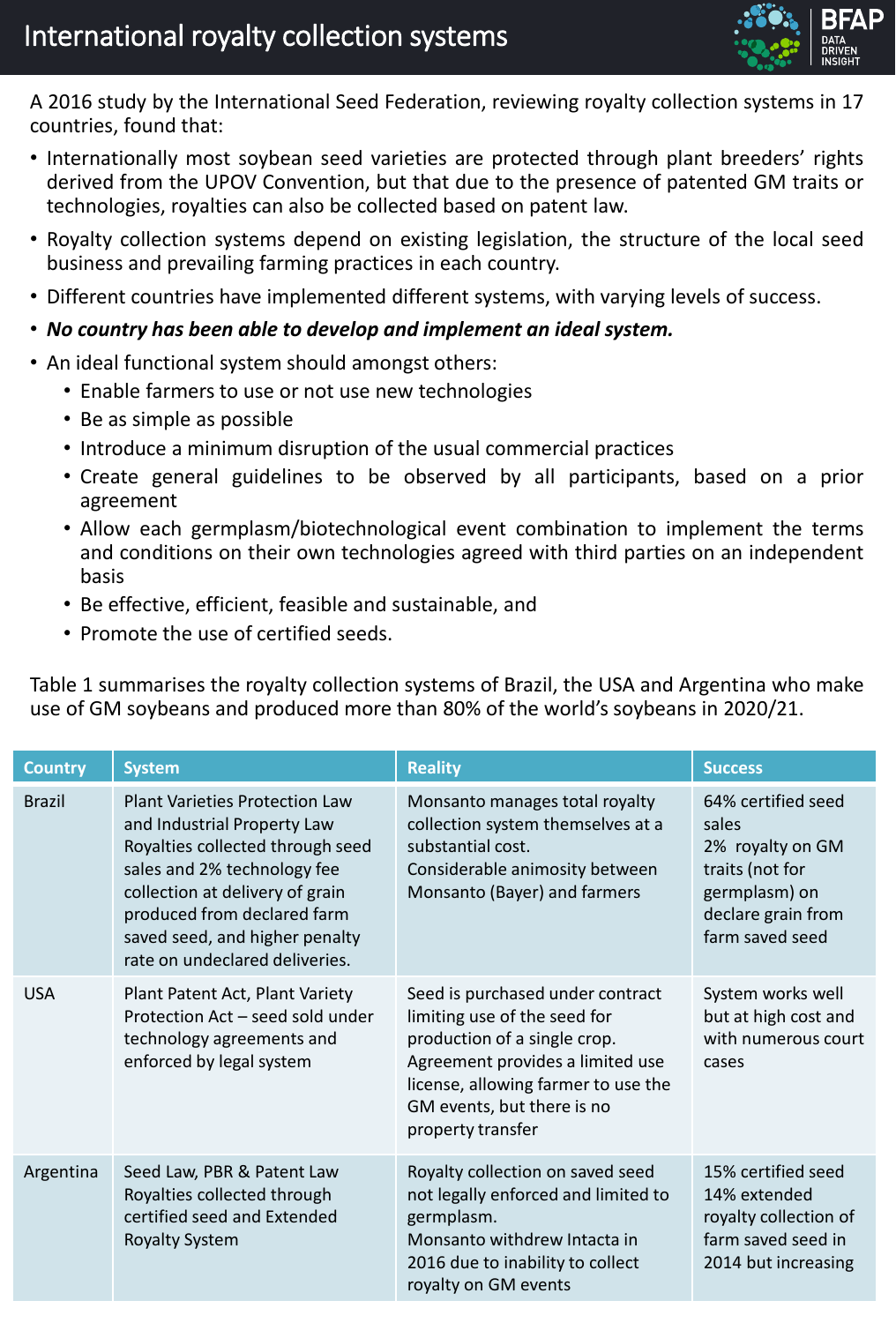# International royalty collection systems

A 2016 study by the International Seed Federation, reviewing royalty collection systems in 17 countries, found that:

- Internationally most soybean seed varieties are protected through plant breeders' rights derived from the UPOV Convention, but that due to the presence of patented GM traits or technologies, royalties can also be collected based on patent law.
- Royalty collection systems depend on existing legislation, the structure of the local seed business and prevailing farming practices in each country.
- Different countries have implemented different systems, with varying levels of success.
- ***No country has been able to develop and implement an ideal system.***
- An ideal functional system should amongst others:
  - Enable farmers to use or not use new technologies
  - Be as simple as possible
  - Introduce a minimum disruption of the usual commercial practices
  - Create general guidelines to be observed by all participants, based on a prior agreement
  - Allow each germplasm/biotechnological event combination to implement the terms and conditions on their own technologies agreed with third parties on an independent basis
  - Be effective, efficient, feasible and sustainable, and
  - Promote the use of certified seeds.

Table 1 summarises the royalty collection systems of Brazil, the USA and Argentina who make use of GM soybeans and produced more than 80% of the world's soybeans in 2020/21.

| Country | System | Reality | Success |
|---|---|---|---|
| Brazil | Plant Varieties Protection Law and Industrial Property Law Royalties collected through seed sales and 2% technology fee collection at delivery of grain produced from declared farm saved seed, and higher penalty rate on undeclared deliveries. | Monsanto manages total royalty collection system themselves at a substantial cost. Considerable animosity between Monsanto (Bayer) and farmers | 64% certified seed sales<br>2% royalty on GM traits (not for germplasm) on declare grain from farm saved seed |
| USA | Plant Patent Act, Plant Variety Protection Act – seed sold under technology agreements and enforced by legal system | Seed is purchased under contract limiting use of the seed for production of a single crop. Agreement provides a limited use license, allowing farmer to use the GM events, but there is no property transfer | System works well but at high cost and with numerous court cases |
| Argentina | Seed Law, PBR & Patent Law Royalties collected through certified seed and Extended Royalty System | Royalty collection on saved seed not legally enforced and limited to germplasm.<br>Monsanto withdrew Intacta in 2016 due to inability to collect royalty on GM events | 15% certified seed<br>14% extended royalty collection of farm saved seed in 2014 but increasing |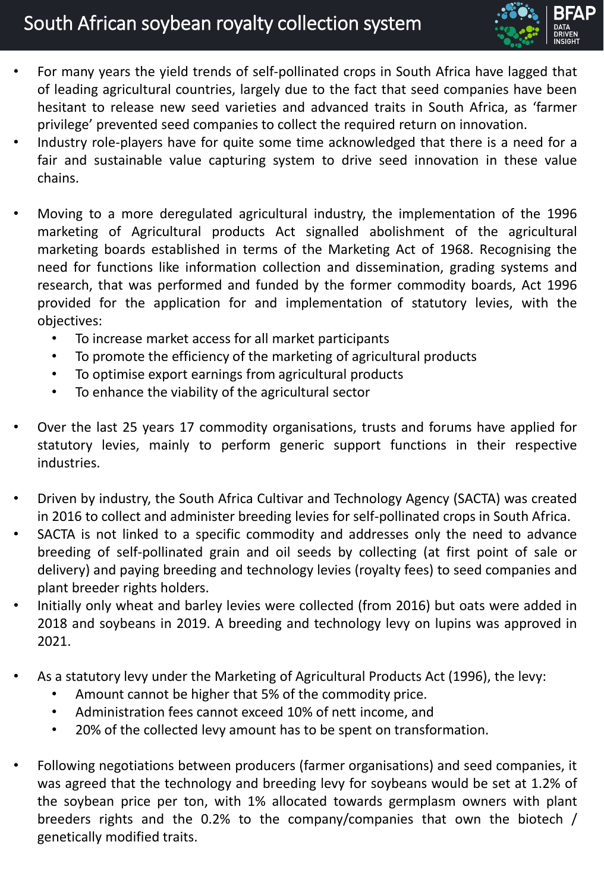# South African soybean royalty collection system

- For many years the yield trends of self-pollinated crops in South Africa have lagged that of leading agricultural countries, largely due to the fact that seed companies have been hesitant to release new seed varieties and advanced traits in South Africa, as 'farmer privilege' prevented seed companies to collect the required return on innovation.
- Industry role-players have for quite some time acknowledged that there is a need for a fair and sustainable value capturing system to drive seed innovation in these value chains.

- Moving to a more deregulated agricultural industry, the implementation of the 1996 marketing of Agricultural products Act signalled abolishment of the agricultural marketing boards established in terms of the Marketing Act of 1968. Recognising the need for functions like information collection and dissemination, grading systems and research, that was performed and funded by the former commodity boards, Act 1996 provided for the application for and implementation of statutory levies, with the objectives:
  - To increase market access for all market participants
  - To promote the efficiency of the marketing of agricultural products
  - To optimise export earnings from agricultural products
  - To enhance the viability of the agricultural sector

- Over the last 25 years 17 commodity organisations, trusts and forums have applied for statutory levies, mainly to perform generic support functions in their respective industries.

- Driven by industry, the South Africa Cultivar and Technology Agency (SACTA) was created in 2016 to collect and administer breeding levies for self-pollinated crops in South Africa.
- SACTA is not linked to a specific commodity and addresses only the need to advance breeding of self-pollinated grain and oil seeds by collecting (at first point of sale or delivery) and paying breeding and technology levies (royalty fees) to seed companies and plant breeder rights holders.
- Initially only wheat and barley levies were collected (from 2016) but oats were added in 2018 and soybeans in 2019. A breeding and technology levy on lupins was approved in 2021.

- As a statutory levy under the Marketing of Agricultural Products Act (1996), the levy:
  - Amount cannot be higher that 5% of the commodity price.
  - Administration fees cannot exceed 10% of nett income, and
  - 20% of the collected levy amount has to be spent on transformation.

- Following negotiations between producers (farmer organisations) and seed companies, it was agreed that the technology and breeding levy for soybeans would be set at 1.2% of the soybean price per ton, with 1% allocated towards germplasm owners with plant breeders rights and the 0.2% to the company/companies that own the biotech / genetically modified traits.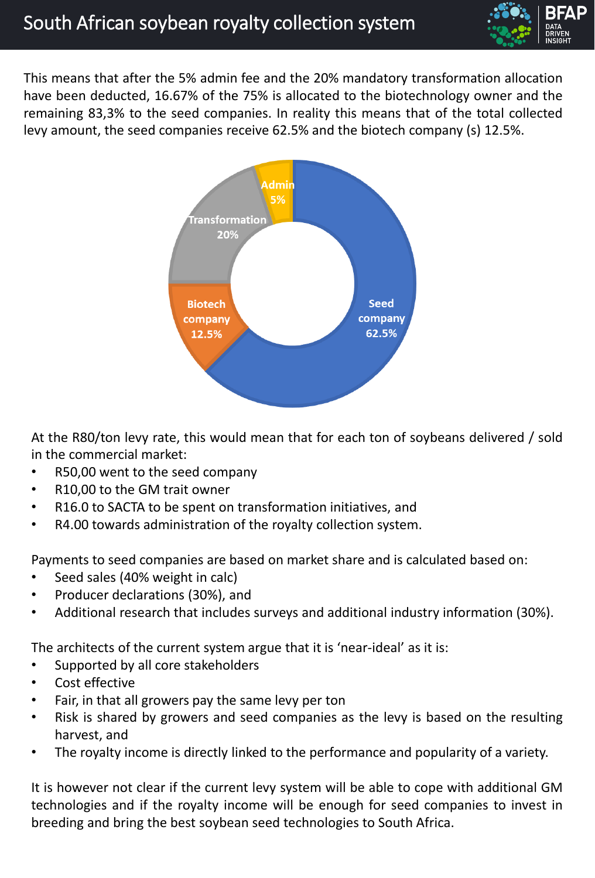# South African soybean royalty collection system

This means that after the 5% admin fee and the 20% mandatory transformation allocation have been deducted, 16.67% of the 75% is allocated to the biotechnology owner and the remaining 83,3% to the seed companies. In reality this means that of the total collected levy amount, the seed companies receive 62.5% and the biotech company (s) 12.5%.

| Category | Share |
| --- | --- |
| Seed company | 62.5% |
| Biotech company | 12.5% |
| Transformation | 20% |
| Admin | 5% |

At the R80/ton levy rate, this would mean that for each ton of soybeans delivered / sold in the commercial market:

- R50,00 went to the seed company
- R10,00 to the GM trait owner
- R16.0 to SACTA to be spent on transformation initiatives, and
- R4.00 towards administration of the royalty collection system.

Payments to seed companies are based on market share and is calculated based on:

- Seed sales (40% weight in calc)
- Producer declarations (30%), and
- Additional research that includes surveys and additional industry information (30%).

The architects of the current system argue that it is 'near-ideal' as it is:

- Supported by all core stakeholders
- Cost effective
- Fair, in that all growers pay the same levy per ton
- Risk is shared by growers and seed companies as the levy is based on the resulting harvest, and
- The royalty income is directly linked to the performance and popularity of a variety.

It is however not clear if the current levy system will be able to cope with additional GM technologies and if the royalty income will be enough for seed companies to invest in breeding and bring the best soybean seed technologies to South Africa.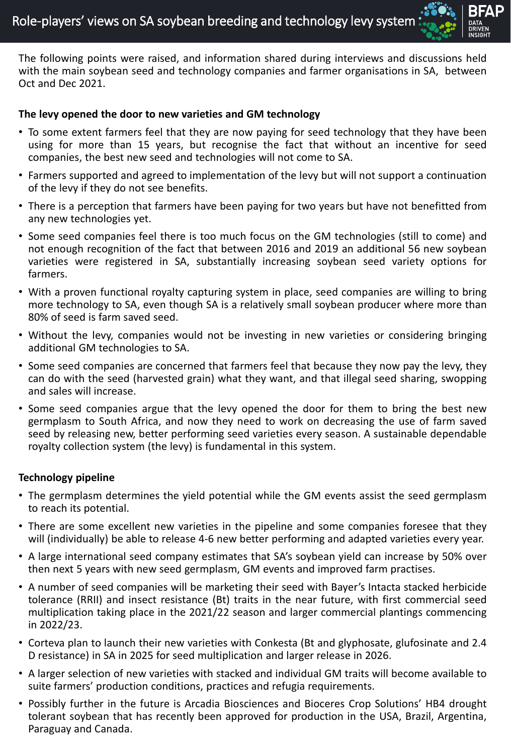# Role-players' views on SA soybean breeding and technology levy system

The following points were raised, and information shared during interviews and discussions held with the main soybean seed and technology companies and farmer organisations in SA, between Oct and Dec 2021.

**The levy opened the door to new varieties and GM technology**

- To some extent farmers feel that they are now paying for seed technology that they have been using for more than 15 years, but recognise the fact that without an incentive for seed companies, the best new seed and technologies will not come to SA.
- Farmers supported and agreed to implementation of the levy but will not support a continuation of the levy if they do not see benefits.
- There is a perception that farmers have been paying for two years but have not benefitted from any new technologies yet.
- Some seed companies feel there is too much focus on the GM technologies (still to come) and not enough recognition of the fact that between 2016 and 2019 an additional 56 new soybean varieties were registered in SA, substantially increasing soybean seed variety options for farmers.
- With a proven functional royalty capturing system in place, seed companies are willing to bring more technology to SA, even though SA is a relatively small soybean producer where more than 80% of seed is farm saved seed.
- Without the levy, companies would not be investing in new varieties or considering bringing additional GM technologies to SA.
- Some seed companies are concerned that farmers feel that because they now pay the levy, they can do with the seed (harvested grain) what they want, and that illegal seed sharing, swopping and sales will increase.
- Some seed companies argue that the levy opened the door for them to bring the best new germplasm to South Africa, and now they need to work on decreasing the use of farm saved seed by releasing new, better performing seed varieties every season. A sustainable dependable royalty collection system (the levy) is fundamental in this system.

**Technology pipeline**

- The germplasm determines the yield potential while the GM events assist the seed germplasm to reach its potential.
- There are some excellent new varieties in the pipeline and some companies foresee that they will (individually) be able to release 4-6 new better performing and adapted varieties every year.
- A large international seed company estimates that SA's soybean yield can increase by 50% over then next 5 years with new seed germplasm, GM events and improved farm practises.
- A number of seed companies will be marketing their seed with Bayer's Intacta stacked herbicide tolerance (RRII) and insect resistance (Bt) traits in the near future, with first commercial seed multiplication taking place in the 2021/22 season and larger commercial plantings commencing in 2022/23.
- Corteva plan to launch their new varieties with Conkesta (Bt and glyphosate, glufosinate and 2.4 D resistance) in SA in 2025 for seed multiplication and larger release in 2026.
- A larger selection of new varieties with stacked and individual GM traits will become available to suite farmers' production conditions, practices and refugia requirements.
- Possibly further in the future is Arcadia Biosciences and Bioceres Crop Solutions' HB4 drought tolerant soybean that has recently been approved for production in the USA, Brazil, Argentina, Paraguay and Canada.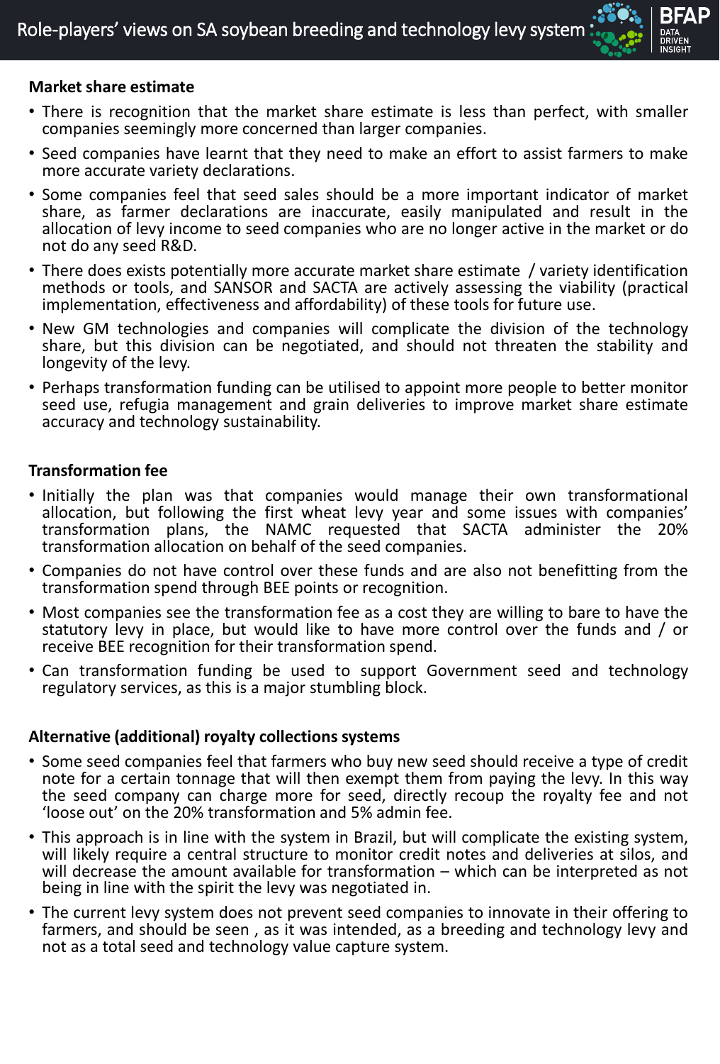# Role-players' views on SA soybean breeding and technology levy system

**Market share estimate**

- There is recognition that the market share estimate is less than perfect, with smaller companies seemingly more concerned than larger companies.
- Seed companies have learnt that they need to make an effort to assist farmers to make more accurate variety declarations.
- Some companies feel that seed sales should be a more important indicator of market share, as farmer declarations are inaccurate, easily manipulated and result in the allocation of levy income to seed companies who are no longer active in the market or do not do any seed R&D.
- There does exists potentially more accurate market share estimate / variety identification methods or tools, and SANSOR and SACTA are actively assessing the viability (practical implementation, effectiveness and affordability) of these tools for future use.
- New GM technologies and companies will complicate the division of the technology share, but this division can be negotiated, and should not threaten the stability and longevity of the levy.
- Perhaps transformation funding can be utilised to appoint more people to better monitor seed use, refugia management and grain deliveries to improve market share estimate accuracy and technology sustainability.

**Transformation fee**

- Initially the plan was that companies would manage their own transformational allocation, but following the first wheat levy year and some issues with companies' transformation plans, the NAMC requested that SACTA administer the 20% transformation allocation on behalf of the seed companies.
- Companies do not have control over these funds and are also not benefitting from the transformation spend through BEE points or recognition.
- Most companies see the transformation fee as a cost they are willing to bare to have the statutory levy in place, but would like to have more control over the funds and / or receive BEE recognition for their transformation spend.
- Can transformation funding be used to support Government seed and technology regulatory services, as this is a major stumbling block.

**Alternative (additional) royalty collections systems**

- Some seed companies feel that farmers who buy new seed should receive a type of credit note for a certain tonnage that will then exempt them from paying the levy. In this way the seed company can charge more for seed, directly recoup the royalty fee and not 'loose out' on the 20% transformation and 5% admin fee.
- This approach is in line with the system in Brazil, but will complicate the existing system, will likely require a central structure to monitor credit notes and deliveries at silos, and will decrease the amount available for transformation – which can be interpreted as not being in line with the spirit the levy was negotiated in.
- The current levy system does not prevent seed companies to innovate in their offering to farmers, and should be seen , as it was intended, as a breeding and technology levy and not as a total seed and technology value capture system.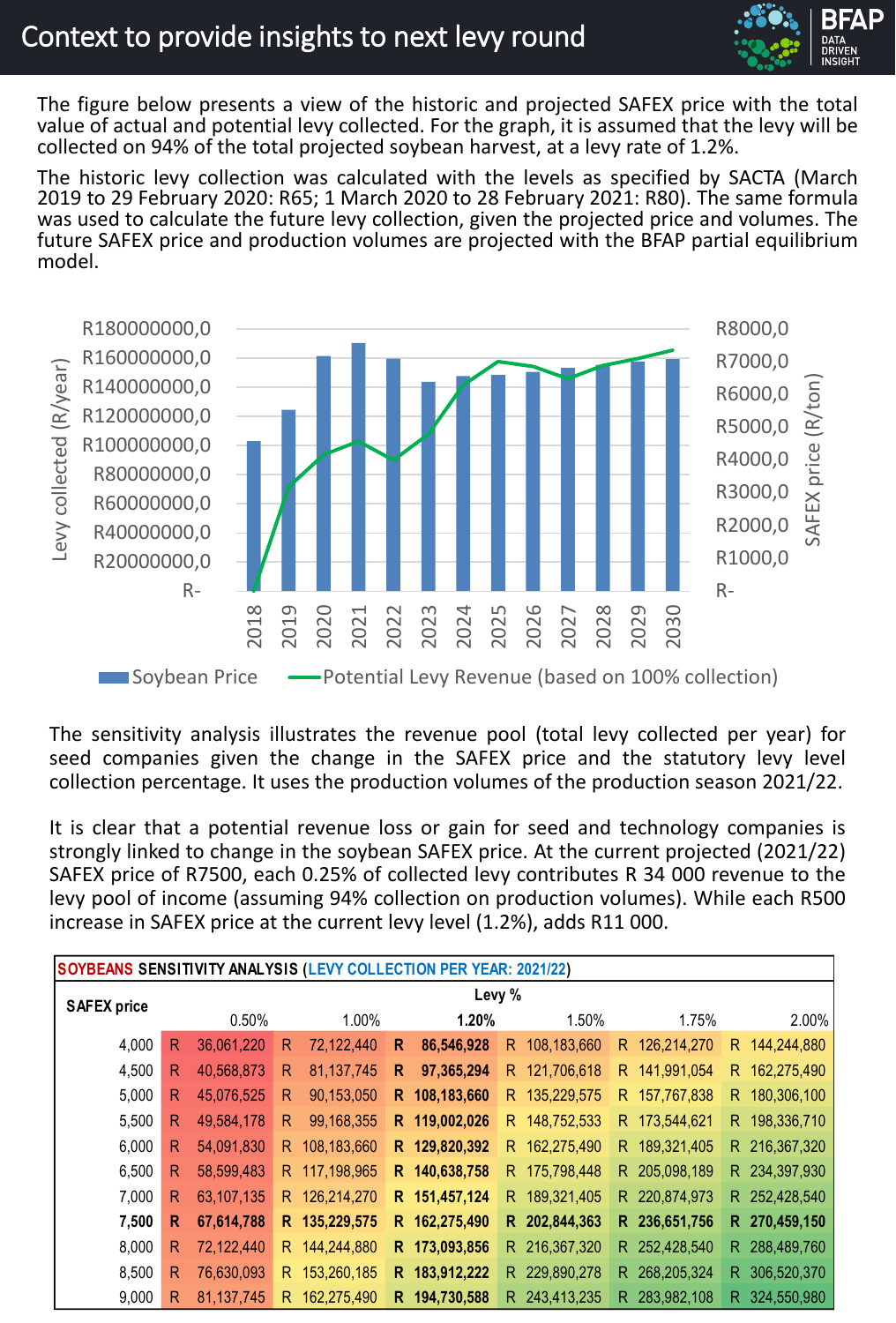# Context to provide insights to next levy round

The figure below presents a view of the historic and projected SAFEX price with the total value of actual and potential levy collected. For the graph, it is assumed that the levy will be collected on 94% of the total projected soybean harvest, at a levy rate of 1.2%.

The historic levy collection was calculated with the levels as specified by SACTA (March 2019 to 29 February 2020: R65; 1 March 2020 to 28 February 2021: R80). The same formula was used to calculate the future levy collection, given the projected price and volumes. The future SAFEX price and production volumes are projected with the BFAP partial equilibrium model.

The sensitivity analysis illustrates the revenue pool (total levy collected per year) for seed companies given the change in the SAFEX price and the statutory levy level collection percentage. It uses the production volumes of the production season 2021/22.

It is clear that a potential revenue loss or gain for seed and technology companies is strongly linked to change in the soybean SAFEX price. At the current projected (2021/22) SAFEX price of R7500, each 0.25% of collected levy contributes R 34 000 revenue to the levy pool of income (assuming 94% collection on production volumes). While each R500 increase in SAFEX price at the current levy level (1.2%), adds R11 000.

**SOYBEANS SENSITIVITY ANALYSIS (LEVY COLLECTION PER YEAR: 2021/22)**

| SAFEX price | Levy % | | | | | |
|---|---|---|---|---|---|---|
| | 0.50% | 1.00% | **1.20%** | 1.50% | 1.75% | 2.00% |
| 4,000 | R 36,061,220 | R 72,122,440 | **R 86,546,928** | R 108,183,660 | R 126,214,270 | R 144,244,880 |
| 4,500 | R 40,568,873 | R 81,137,745 | **R 97,365,294** | R 121,706,618 | R 141,991,054 | R 162,275,490 |
| 5,000 | R 45,076,525 | R 90,153,050 | **R 108,183,660** | R 135,229,575 | R 157,767,838 | R 180,306,100 |
| 5,500 | R 49,584,178 | R 99,168,355 | **R 119,002,026** | R 148,752,533 | R 173,544,621 | R 198,336,710 |
| 6,000 | R 54,091,830 | R 108,183,660 | **R 129,820,392** | R 162,275,490 | R 189,321,405 | R 216,367,320 |
| 6,500 | R 58,599,483 | R 117,198,965 | **R 140,638,758** | R 175,798,448 | R 205,098,189 | R 234,397,930 |
| 7,000 | R 63,107,135 | R 126,214,270 | **R 151,457,124** | R 189,321,405 | R 220,874,973 | R 252,428,540 |
| **7,500** | **R 67,614,788** | **R 135,229,575** | **R 162,275,490** | **R 202,844,363** | **R 236,651,756** | **R 270,459,150** |
| 8,000 | R 72,122,440 | R 144,244,880 | **R 173,093,856** | R 216,367,320 | R 252,428,540 | R 288,489,760 |
| 8,500 | R 76,630,093 | R 153,260,185 | **R 183,912,222** | R 229,890,278 | R 268,205,324 | R 306,520,370 |
| 9,000 | R 81,137,745 | R 162,275,490 | **R 194,730,588** | R 243,413,235 | R 283,982,108 | R 324,550,980 |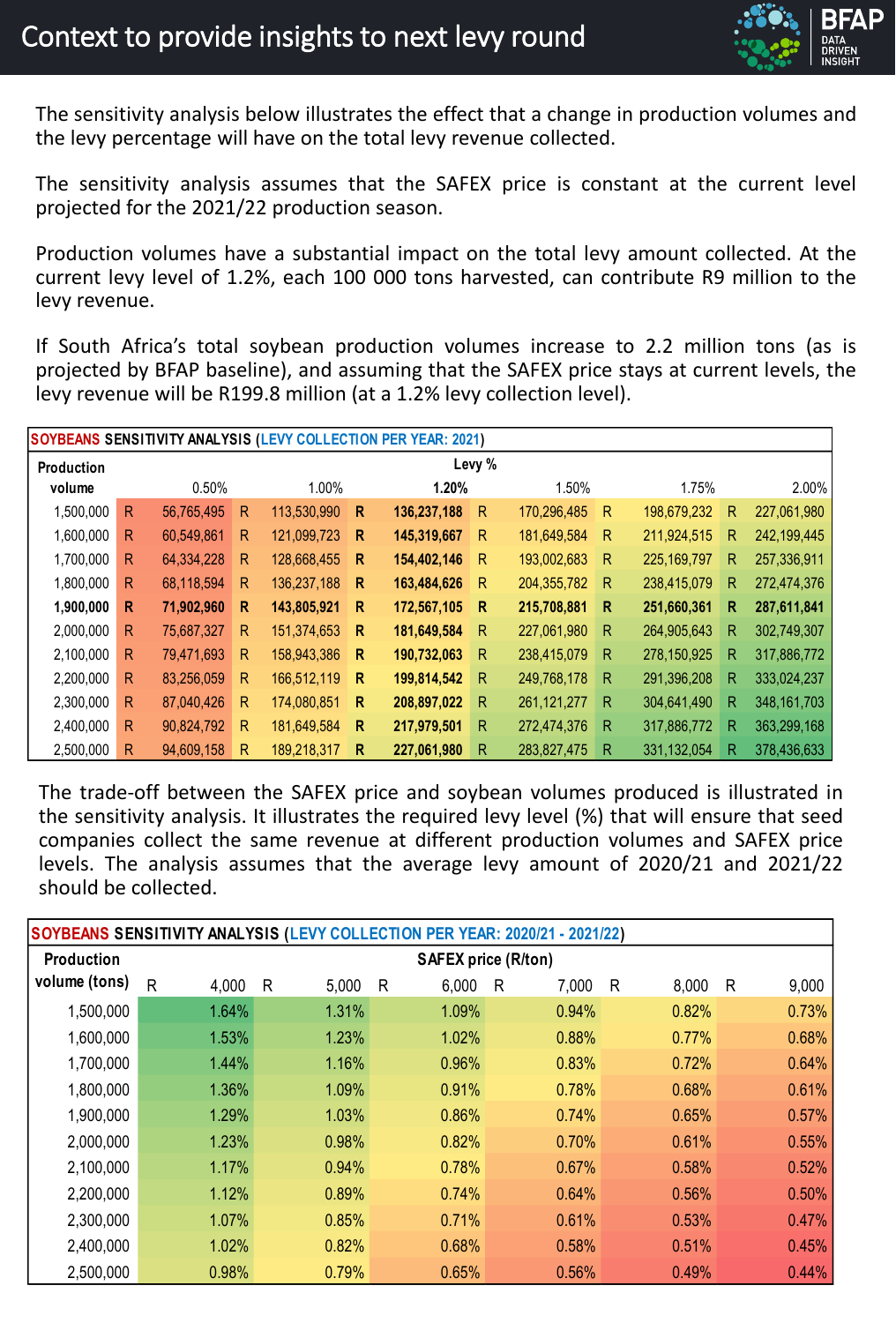# Context to provide insights to next levy round

The sensitivity analysis below illustrates the effect that a change in production volumes and the levy percentage will have on the total levy revenue collected.

The sensitivity analysis assumes that the SAFEX price is constant at the current level projected for the 2021/22 production season.

Production volumes have a substantial impact on the total levy amount collected. At the current levy level of 1.2%, each 100 000 tons harvested, can contribute R9 million to the levy revenue.

If South Africa's total soybean production volumes increase to 2.2 million tons (as is projected by BFAP baseline), and assuming that the SAFEX price stays at current levels, the levy revenue will be R199.8 million (at a 1.2% levy collection level).

**SOYBEANS SENSITIVITY ANALYSIS (LEVY COLLECTION PER YEAR: 2021)**

| Production volume | Levy % | | | | | |
|---|---|---|---|---|---|---|
| | 0.50% | 1.00% | **1.20%** | 1.50% | 1.75% | 2.00% |
| 1,500,000 | R 56,765,495 | R 113,530,990 | **R 136,237,188** | R 170,296,485 | R 198,679,232 | R 227,061,980 |
| 1,600,000 | R 60,549,861 | R 121,099,723 | **R 145,319,667** | R 181,649,584 | R 211,924,515 | R 242,199,445 |
| 1,700,000 | R 64,334,228 | R 128,668,455 | **R 154,402,146** | R 193,002,683 | R 225,169,797 | R 257,336,911 |
| 1,800,000 | R 68,118,594 | R 136,237,188 | **R 163,484,626** | R 204,355,782 | R 238,415,079 | R 272,474,376 |
| **1,900,000** | **R 71,902,960** | **R 143,805,921** | **R 172,567,105** | **R 215,708,881** | **R 251,660,361** | **R 287,611,841** |
| 2,000,000 | R 75,687,327 | R 151,374,653 | **R 181,649,584** | R 227,061,980 | R 264,905,643 | R 302,749,307 |
| 2,100,000 | R 79,471,693 | R 158,943,386 | **R 190,732,063** | R 238,415,079 | R 278,150,925 | R 317,886,772 |
| 2,200,000 | R 83,256,059 | R 166,512,119 | **R 199,814,542** | R 249,768,178 | R 291,396,208 | R 333,024,237 |
| 2,300,000 | R 87,040,426 | R 174,080,851 | **R 208,897,022** | R 261,121,277 | R 304,641,490 | R 348,161,703 |
| 2,400,000 | R 90,824,792 | R 181,649,584 | **R 217,979,501** | R 272,474,376 | R 317,886,772 | R 363,299,168 |
| 2,500,000 | R 94,609,158 | R 189,218,317 | **R 227,061,980** | R 283,827,475 | R 331,132,054 | R 378,436,633 |

The trade-off between the SAFEX price and soybean volumes produced is illustrated in the sensitivity analysis. It illustrates the required levy level (%) that will ensure that seed companies collect the same revenue at different production volumes and SAFEX price levels. The analysis assumes that the average levy amount of 2020/21 and 2021/22 should be collected.

**SOYBEANS SENSITIVITY ANALYSIS (LEVY COLLECTION PER YEAR: 2020/21 - 2021/22)**

| Production volume (tons) | SAFEX price (R/ton) | | | | | |
|---|---|---|---|---|---|---|
| | R 4,000 | R 5,000 | R 6,000 | R 7,000 | R 8,000 | R 9,000 |
| 1,500,000 | 1.64% | 1.31% | 1.09% | 0.94% | 0.82% | 0.73% |
| 1,600,000 | 1.53% | 1.23% | 1.02% | 0.88% | 0.77% | 0.68% |
| 1,700,000 | 1.44% | 1.16% | 0.96% | 0.83% | 0.72% | 0.64% |
| 1,800,000 | 1.36% | 1.09% | 0.91% | 0.78% | 0.68% | 0.61% |
| 1,900,000 | 1.29% | 1.03% | 0.86% | 0.74% | 0.65% | 0.57% |
| 2,000,000 | 1.23% | 0.98% | 0.82% | 0.70% | 0.61% | 0.55% |
| 2,100,000 | 1.17% | 0.94% | 0.78% | 0.67% | 0.58% | 0.52% |
| 2,200,000 | 1.12% | 0.89% | 0.74% | 0.64% | 0.56% | 0.50% |
| 2,300,000 | 1.07% | 0.85% | 0.71% | 0.61% | 0.53% | 0.47% |
| 2,400,000 | 1.02% | 0.82% | 0.68% | 0.58% | 0.51% | 0.45% |
| 2,500,000 | 0.98% | 0.79% | 0.65% | 0.56% | 0.49% | 0.44% |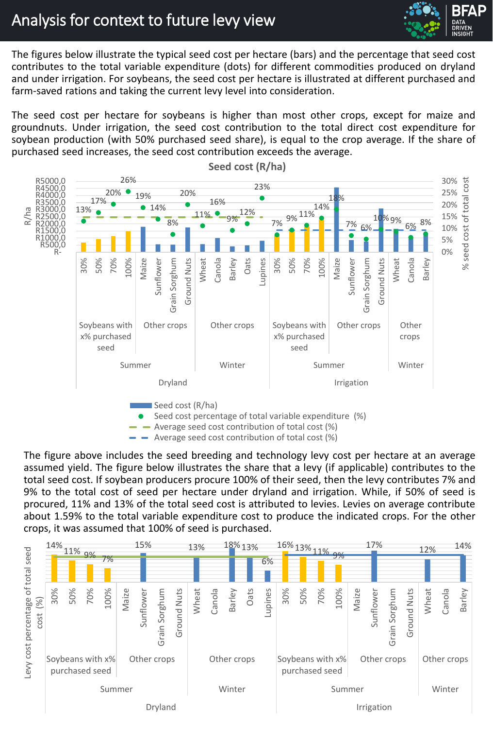# Analysis for context to future levy view

The figures below illustrate the typical seed cost per hectare (bars) and the percentage that seed cost contributes to the total variable expenditure (dots) for different commodities produced on dryland and under irrigation. For soybeans, the seed cost per hectare is illustrated at different purchased and farm-saved rations and taking the current levy level into consideration.

The seed cost per hectare for soybeans is higher than most other crops, except for maize and groundnuts. Under irrigation, the seed cost contribution to the total direct cost expenditure for soybean production (with 50% purchased seed share), is equal to the crop average. If the share of purchased seed increases, the seed cost contribution exceeds the average.

**Seed cost (R/ha)**

| | | | Crop | Seed cost percentage of total variable expenditure (%) |
|---|---|---|---|---|
| Dryland | Summer | Soybeans with x% purchased seed | 30% | 13% |
| | | | 50% | 17% |
| | | | 70% | 20% |
| | | | 100% | 26% |
| | | Other crops | Maize | 19% |
| | | | Sunflower | 14% |
| | | | Grain Sorghum | 8% |
| | | | Ground Nuts | 20% |
| | Winter | Other crops | Wheat | 11% |
| | | | Canola | 16% |
| | | | Barley | 9% |
| | | | Oats | 12% |
| | | | Lupines | 23% |
| Irrigation | Summer | Soybeans with x% purchased seed | 30% | 7% |
| | | | 50% | 9% |
| | | | 70% | 11% |
| | | | 100% | 14% |
| | | Other crops | Maize | 18% |
| | | | Sunflower | 7% |
| | | | Grain Sorghum | 6% |
| | | | Ground Nuts | 10% |
| | Winter | Other crops | Wheat | 9% |
| | | | Canola | 6% |
| | | | Barley | 8% |

Legend: Seed cost (R/ha); Seed cost percentage of total variable expenditure (%); Average seed cost contribution of total cost (%); Average seed cost contribution of total cost (%)

The figure above includes the seed breeding and technology levy cost per hectare at an average assumed yield. The figure below illustrates the share that a levy (if applicable) contributes to the total seed cost. If soybean producers procure 100% of their seed, then the levy contributes 7% and 9% to the total cost of seed per hectare under dryland and irrigation. While, if 50% of seed is procured, 11% and 13% of the total seed cost is attributed to levies. Levies on average contribute about 1.59% to the total variable expenditure cost to produce the indicated crops. For the other crops, it was assumed that 100% of seed is purchased.

**Levy cost percentage of total seed cost (%)**

| | | | Crop | Levy cost percentage of total seed cost (%) |
|---|---|---|---|---|
| Dryland | Summer | Soybeans with x% purchased seed | 30% | 14% |
| | | | 50% | 11% |
| | | | 70% | 9% |
| | | | 100% | 7% |
| | | Other crops | Maize | |
| | | | Sunflower | 15% |
| | | | Grain Sorghum | |
| | | | Ground Nuts | |
| | Winter | Other crops | Wheat | 13% |
| | | | Canola | |
| | | | Barley | 18% |
| | | | Oats | 13% |
| | | | Lupines | 6% |
| Irrigation | Summer | Soybeans with x% purchased seed | 30% | 16% |
| | | | 50% | 13% |
| | | | 70% | 11% |
| | | | 100% | 9% |
| | | Other crops | Maize | |
| | | | Sunflower | 17% |
| | | | Grain Sorghum | |
| | | | Ground Nuts | |
| | Winter | Other crops | Wheat | 12% |
| | | | Canola | |
| | | | Barley | 14% |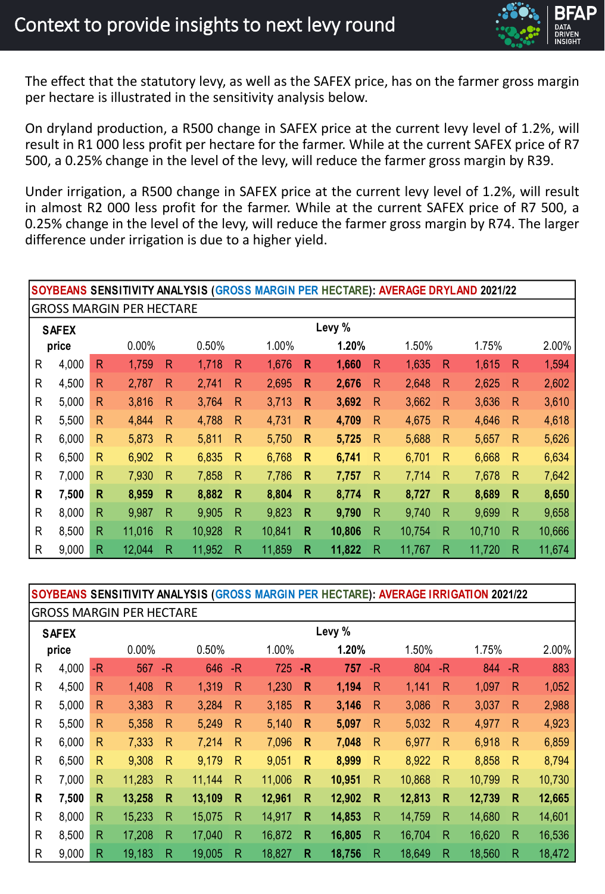# Context to provide insights to next levy round

The effect that the statutory levy, as well as the SAFEX price, has on the farmer gross margin per hectare is illustrated in the sensitivity analysis below.

On dryland production, a R500 change in SAFEX price at the current levy level of 1.2%, will result in R1 000 less profit per hectare for the farmer. While at the current SAFEX price of R7 500, a 0.25% change in the level of the levy, will reduce the farmer gross margin by R39.

Under irrigation, a R500 change in SAFEX price at the current levy level of 1.2%, will result in almost R2 000 less profit for the farmer. While at the current SAFEX price of R7 500, a 0.25% change in the level of the levy, will reduce the farmer gross margin by R74. The larger difference under irrigation is due to a higher yield.

**SOYBEANS SENSITIVITY ANALYSIS (GROSS MARGIN PER HECTARE): AVERAGE DRYLAND 2021/22**

GROSS MARGIN PER HECTARE

| SAFEX price | Levy % 0.00% | 0.50% | 1.00% | **1.20%** | 1.50% | 1.75% | 2.00% |
|---|---|---|---|---|---|---|---|
| R 4,000 | R 1,759 | R 1,718 | R 1,676 | **R 1,660** | R 1,635 | R 1,615 | R 1,594 |
| R 4,500 | R 2,787 | R 2,741 | R 2,695 | **R 2,676** | R 2,648 | R 2,625 | R 2,602 |
| R 5,000 | R 3,816 | R 3,764 | R 3,713 | **R 3,692** | R 3,662 | R 3,636 | R 3,610 |
| R 5,500 | R 4,844 | R 4,788 | R 4,731 | **R 4,709** | R 4,675 | R 4,646 | R 4,618 |
| R 6,000 | R 5,873 | R 5,811 | R 5,750 | **R 5,725** | R 5,688 | R 5,657 | R 5,626 |
| R 6,500 | R 6,902 | R 6,835 | R 6,768 | **R 6,741** | R 6,701 | R 6,668 | R 6,634 |
| R 7,000 | R 7,930 | R 7,858 | R 7,786 | **R 7,757** | R 7,714 | R 7,678 | R 7,642 |
| **R 7,500** | **R 8,959** | **R 8,882** | **R 8,804** | **R 8,774** | **R 8,727** | **R 8,689** | **R 8,650** |
| R 8,000 | R 9,987 | R 9,905 | R 9,823 | **R 9,790** | R 9,740 | R 9,699 | R 9,658 |
| R 8,500 | R 11,016 | R 10,928 | R 10,841 | **R 10,806** | R 10,754 | R 10,710 | R 10,666 |
| R 9,000 | R 12,044 | R 11,952 | R 11,859 | **R 11,822** | R 11,767 | R 11,720 | R 11,674 |

**SOYBEANS SENSITIVITY ANALYSIS (GROSS MARGIN PER HECTARE): AVERAGE IRRIGATION 2021/22**

GROSS MARGIN PER HECTARE

| SAFEX price | Levy % 0.00% | 0.50% | 1.00% | **1.20%** | 1.50% | 1.75% | 2.00% |
|---|---|---|---|---|---|---|---|
| R 4,000 | -R 567 | -R 646 | -R 725 | **-R 757** | -R 804 | -R 844 | -R 883 |
| R 4,500 | R 1,408 | R 1,319 | R 1,230 | **R 1,194** | R 1,141 | R 1,097 | R 1,052 |
| R 5,000 | R 3,383 | R 3,284 | R 3,185 | **R 3,146** | R 3,086 | R 3,037 | R 2,988 |
| R 5,500 | R 5,358 | R 5,249 | R 5,140 | **R 5,097** | R 5,032 | R 4,977 | R 4,923 |
| R 6,000 | R 7,333 | R 7,214 | R 7,096 | **R 7,048** | R 6,977 | R 6,918 | R 6,859 |
| R 6,500 | R 9,308 | R 9,179 | R 9,051 | **R 8,999** | R 8,922 | R 8,858 | R 8,794 |
| R 7,000 | R 11,283 | R 11,144 | R 11,006 | **R 10,951** | R 10,868 | R 10,799 | R 10,730 |
| **R 7,500** | **R 13,258** | **R 13,109** | **R 12,961** | **R 12,902** | **R 12,813** | **R 12,739** | **R 12,665** |
| R 8,000 | R 15,233 | R 15,075 | R 14,917 | **R 14,853** | R 14,759 | R 14,680 | R 14,601 |
| R 8,500 | R 17,208 | R 17,040 | R 16,872 | **R 16,805** | R 16,704 | R 16,620 | R 16,536 |
| R 9,000 | R 19,183 | R 19,005 | R 18,827 | **R 18,756** | R 18,649 | R 18,560 | R 18,472 |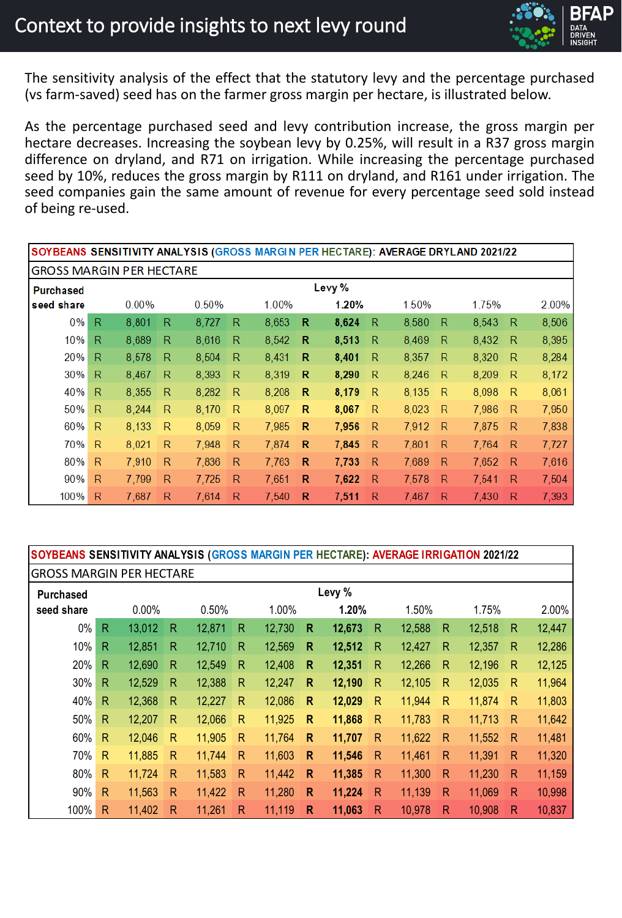# Context to provide insights to next levy round

The sensitivity analysis of the effect that the statutory levy and the percentage purchased (vs farm-saved) seed has on the farmer gross margin per hectare, is illustrated below.

As the percentage purchased seed and levy contribution increase, the gross margin per hectare decreases. Increasing the soybean levy by 0.25%, will result in a R37 gross margin difference on dryland, and R71 on irrigation. While increasing the percentage purchased seed by 10%, reduces the gross margin by R111 on dryland, and R161 under irrigation. The seed companies gain the same amount of revenue for every percentage seed sold instead of being re-used.

**SOYBEANS SENSITIVITY ANALYSIS (GROSS MARGIN PER HECTARE): AVERAGE DRYLAND 2021/22**

GROSS MARGIN PER HECTARE

| Purchased seed share | Levy % 0.00% | 0.50% | 1.00% | **1.20%** | 1.50% | 1.75% | 2.00% |
|---|---|---|---|---|---|---|---|
| 0% | R 8,801 | R 8,727 | R 8,653 | **R 8,624** | R 8,580 | R 8,543 | R 8,506 |
| 10% | R 8,689 | R 8,616 | R 8,542 | **R 8,513** | R 8,469 | R 8,432 | R 8,395 |
| 20% | R 8,578 | R 8,504 | R 8,431 | **R 8,401** | R 8,357 | R 8,320 | R 8,284 |
| 30% | R 8,467 | R 8,393 | R 8,319 | **R 8,290** | R 8,246 | R 8,209 | R 8,172 |
| 40% | R 8,355 | R 8,282 | R 8,208 | **R 8,179** | R 8,135 | R 8,098 | R 8,061 |
| 50% | R 8,244 | R 8,170 | R 8,097 | **R 8,067** | R 8,023 | R 7,986 | R 7,950 |
| 60% | R 8,133 | R 8,059 | R 7,985 | **R 7,956** | R 7,912 | R 7,875 | R 7,838 |
| 70% | R 8,021 | R 7,948 | R 7,874 | **R 7,845** | R 7,801 | R 7,764 | R 7,727 |
| 80% | R 7,910 | R 7,836 | R 7,763 | **R 7,733** | R 7,689 | R 7,652 | R 7,616 |
| 90% | R 7,799 | R 7,725 | R 7,651 | **R 7,622** | R 7,578 | R 7,541 | R 7,504 |
| 100% | R 7,687 | R 7,614 | R 7,540 | **R 7,511** | R 7,467 | R 7,430 | R 7,393 |

**SOYBEANS SENSITIVITY ANALYSIS (GROSS MARGIN PER HECTARE): AVERAGE IRRIGATION 2021/22**

GROSS MARGIN PER HECTARE

| Purchased seed share | Levy % 0.00% | 0.50% | 1.00% | **1.20%** | 1.50% | 1.75% | 2.00% |
|---|---|---|---|---|---|---|---|
| 0% | R 13,012 | R 12,871 | R 12,730 | **R 12,673** | R 12,588 | R 12,518 | R 12,447 |
| 10% | R 12,851 | R 12,710 | R 12,569 | **R 12,512** | R 12,427 | R 12,357 | R 12,286 |
| 20% | R 12,690 | R 12,549 | R 12,408 | **R 12,351** | R 12,266 | R 12,196 | R 12,125 |
| 30% | R 12,529 | R 12,388 | R 12,247 | **R 12,190** | R 12,105 | R 12,035 | R 11,964 |
| 40% | R 12,368 | R 12,227 | R 12,086 | **R 12,029** | R 11,944 | R 11,874 | R 11,803 |
| 50% | R 12,207 | R 12,066 | R 11,925 | **R 11,868** | R 11,783 | R 11,713 | R 11,642 |
| 60% | R 12,046 | R 11,905 | R 11,764 | **R 11,707** | R 11,622 | R 11,552 | R 11,481 |
| 70% | R 11,885 | R 11,744 | R 11,603 | **R 11,546** | R 11,461 | R 11,391 | R 11,320 |
| 80% | R 11,724 | R 11,583 | R 11,442 | **R 11,385** | R 11,300 | R 11,230 | R 11,159 |
| 90% | R 11,563 | R 11,422 | R 11,280 | **R 11,224** | R 11,139 | R 11,069 | R 10,998 |
| 100% | R 11,402 | R 11,261 | R 11,119 | **R 11,063** | R 10,978 | R 10,908 | R 10,837 |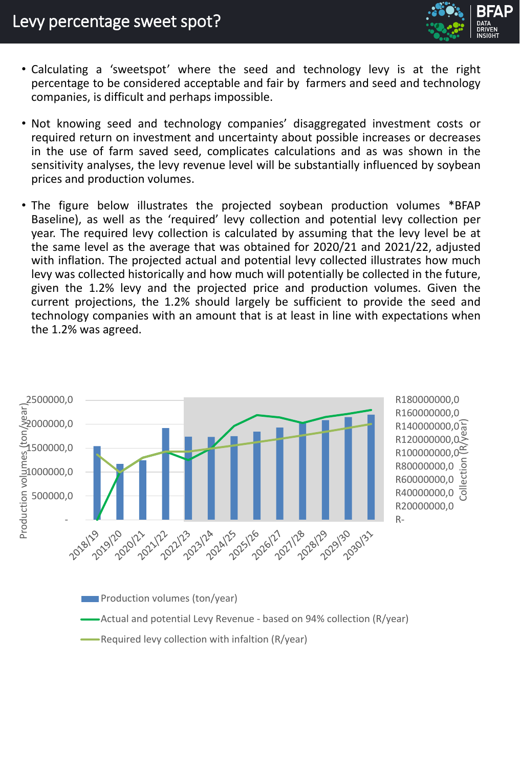# Levy percentage sweet spot?

- Calculating a 'sweetspot' where the seed and technology levy is at the right percentage to be considered acceptable and fair by farmers and seed and technology companies, is difficult and perhaps impossible.
- Not knowing seed and technology companies' disaggregated investment costs or required return on investment and uncertainty about possible increases or decreases in the use of farm saved seed, complicates calculations and as was shown in the sensitivity analyses, the levy revenue level will be substantially influenced by soybean prices and production volumes.
- The figure below illustrates the projected soybean production volumes *BFAP Baseline), as well as the 'required' levy collection and potential levy collection per year. The required levy collection is calculated by assuming that the levy level be at the same level as the average that was obtained for 2020/21 and 2021/22, adjusted with inflation. The projected actual and potential levy collected illustrates how much levy was collected historically and how much will potentially be collected in the future, given the 1.2% levy and the projected price and production volumes. Given the current projections, the 1.2% should largely be sufficient to provide the seed and technology companies with an amount that is at least in line with expectations when the 1.2% was agreed.

Production volumes (ton/year) | Collection (R/year)

Years: 2018/19, 2019/20, 2020/21, 2021/22, 2022/23, 2023/24, 2024/25, 2025/26, 2026/27, 2027/28, 2028/29, 2029/30, 2030/31

Left axis: -, 500000,0, 1000000,0, 1500000,0, 2000000,0, 2500000,0

Right axis: R-, R20000000,0, R40000000,0, R60000000,0, R80000000,0, R100000000,0, R120000000,0, R140000000,0, R160000000,0, R180000000,0

- Production volumes (ton/year)
- Actual and potential Levy Revenue - based on 94% collection (R/year)
- Required levy collection with infaltion (R/year)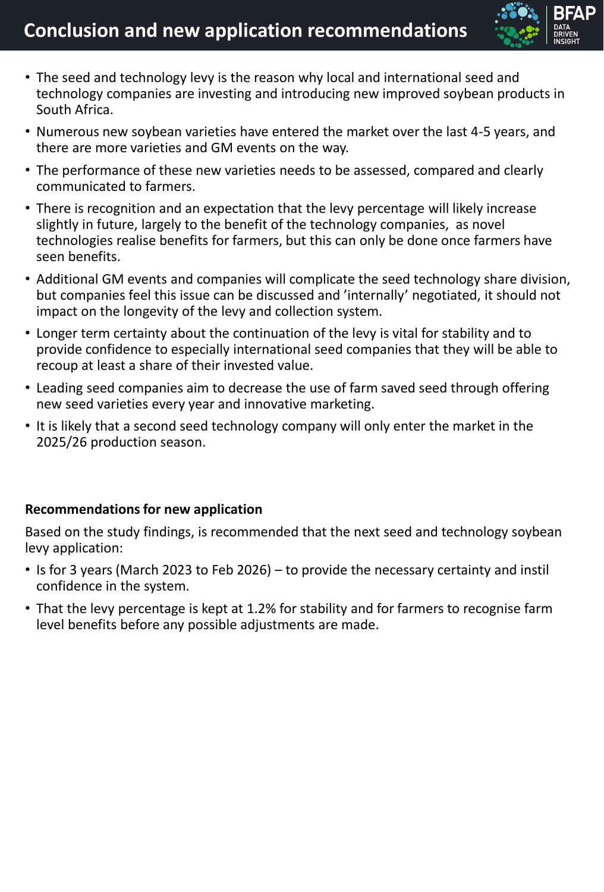# Conclusion and new application recommendations

- The seed and technology levy is the reason why local and international seed and technology companies are investing and introducing new improved soybean products in South Africa.
- Numerous new soybean varieties have entered the market over the last 4-5 years, and there are more varieties and GM events on the way.
- The performance of these new varieties needs to be assessed, compared and clearly communicated to farmers.
- There is recognition and an expectation that the levy percentage will likely increase slightly in future, largely to the benefit of the technology companies, as novel technologies realise benefits for farmers, but this can only be done once farmers have seen benefits.
- Additional GM events and companies will complicate the seed technology share division, but companies feel this issue can be discussed and 'internally' negotiated, it should not impact on the longevity of the levy and collection system.
- Longer term certainty about the continuation of the levy is vital for stability and to provide confidence to especially international seed companies that they will be able to recoup at least a share of their invested value.
- Leading seed companies aim to decrease the use of farm saved seed through offering new seed varieties every year and innovative marketing.
- It is likely that a second seed technology company will only enter the market in the 2025/26 production season.

**Recommendations for new application**

Based on the study findings, is recommended that the next seed and technology soybean levy application:

- Is for 3 years (March 2023 to Feb 2026) – to provide the necessary certainty and instil confidence in the system.
- That the levy percentage is kept at 1.2% for stability and for farmers to recognise farm level benefits before any possible adjustments are made.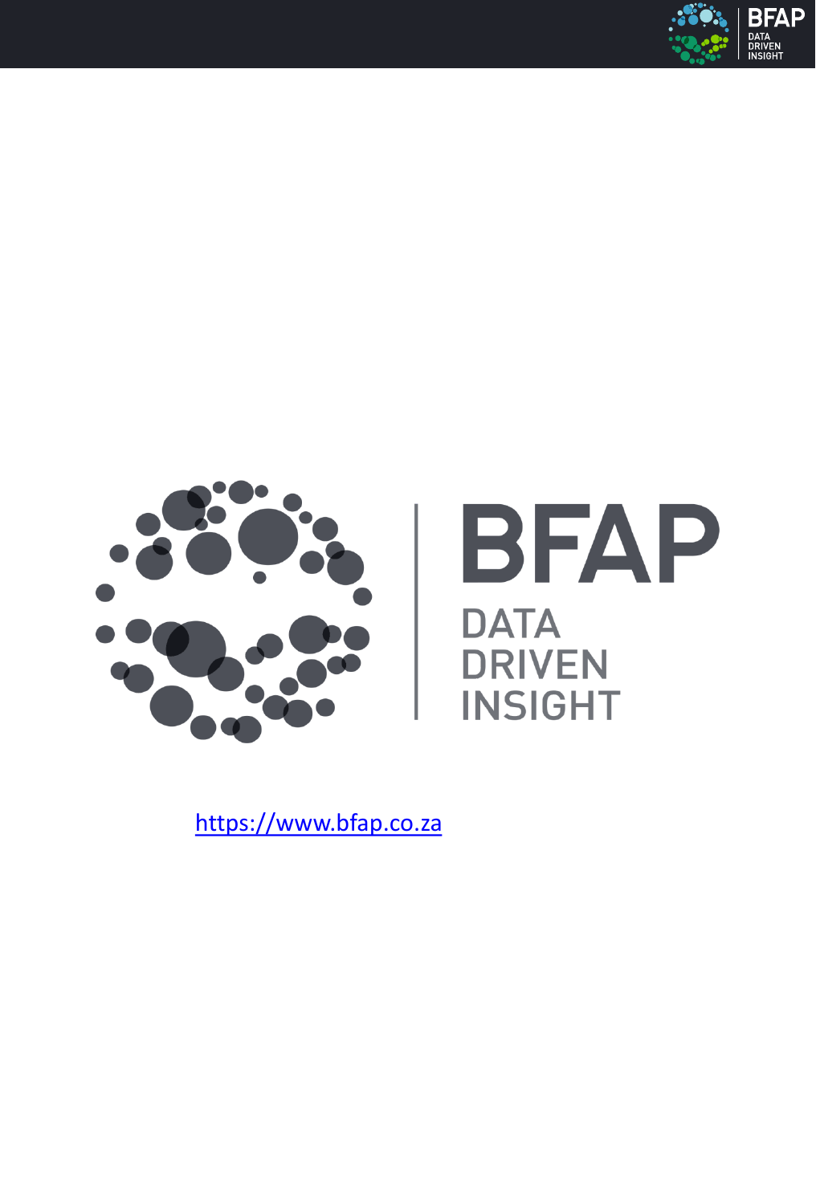BFAP

DATA
DRIVEN
INSIGHT

https://www.bfap.co.za